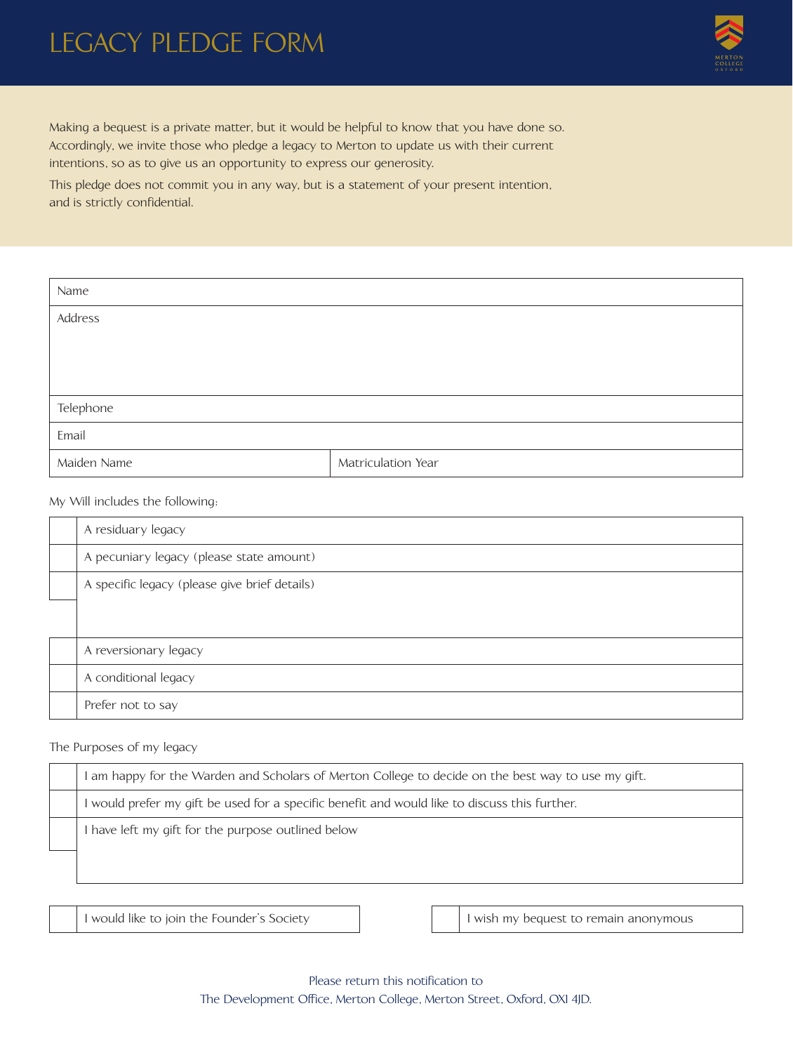# LEGACY PLEDGE FORM

MERTON COLLEGE OXFORD

Making a bequest is a private matter, but it would be helpful to know that you have done so. Accordingly, we invite those who pledge a legacy to Merton to update us with their current intentions, so as to give us an opportunity to express our generosity.

This pledge does not commit you in any way, but is a statement of your present intention, and is strictly confidential.

| Name | |
|---|---|
| Address | |
| Telephone | |
| Email | |
| Maiden Name | Matriculation Year |

My Will includes the following:

| | |
|---|---|
| ☐ | A residuary legacy |
| ☐ | A pecuniary legacy (please state amount) |
| ☐ | A specific legacy (please give brief details) |
| ☐ | A reversionary legacy |
| ☐ | A conditional legacy |
| ☐ | Prefer not to say |

The Purposes of my legacy

| | |
|---|---|
| ☐ | I am happy for the Warden and Scholars of Merton College to decide on the best way to use my gift. |
| ☐ | I would prefer my gift be used for a specific benefit and would like to discuss this further. |
| ☐ | I have left my gift for the purpose outlined below |

☐ I would like to join the Founder's Society

☐ I wish my bequest to remain anonymous

Please return this notification to
The Development Office, Merton College, Merton Street, Oxford, OX1 4JD.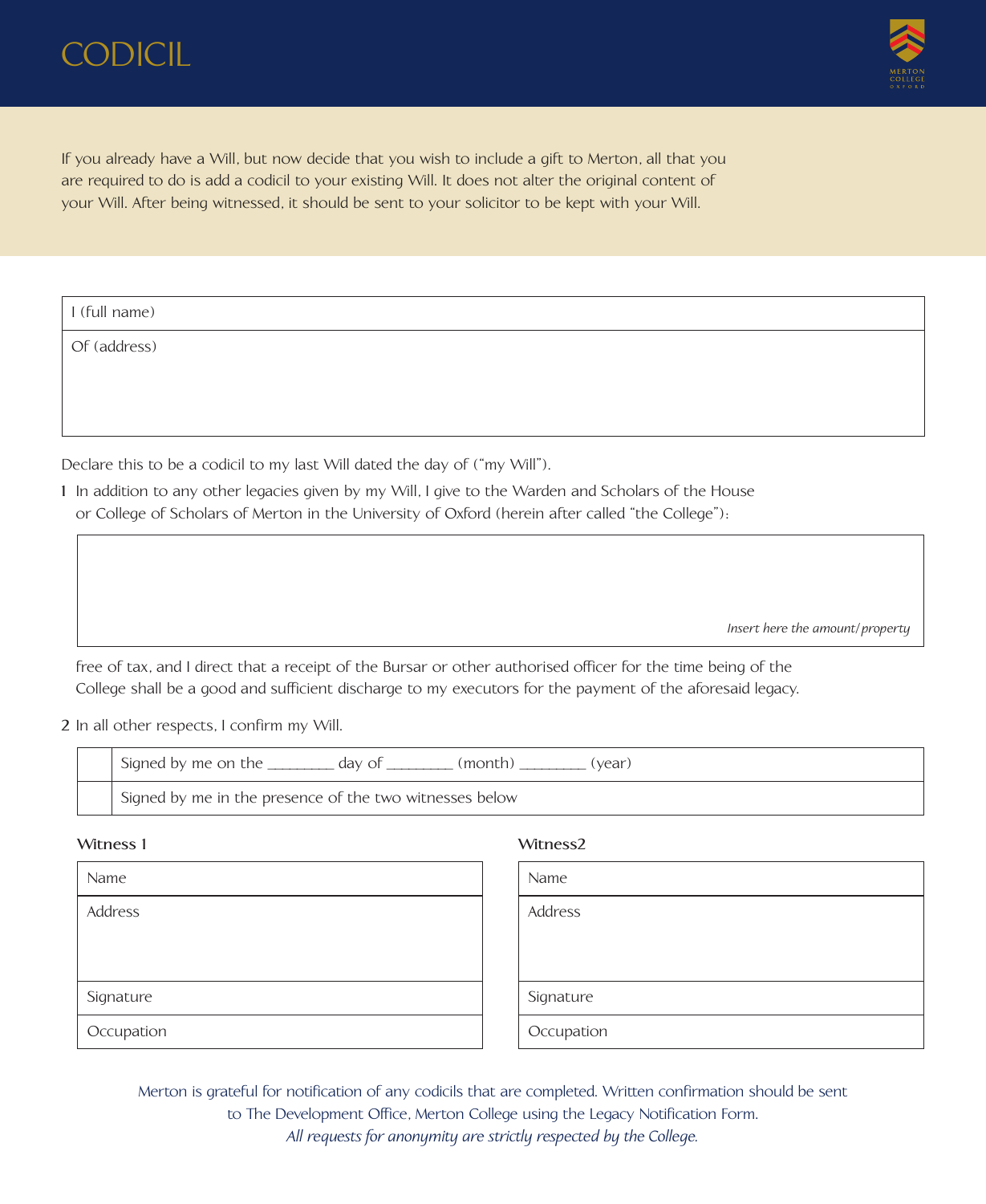# CODICIL

If you already have a Will, but now decide that you wish to include a gift to Merton, all that you are required to do is add a codicil to your existing Will. It does not alter the original content of your Will. After being witnessed, it should be sent to your solicitor to be kept with your Will.

| |
|---|
| I (full name) |
| Of (address) |

Declare this to be a codicil to my last Will dated the day of ("my Will").

1 In addition to any other legacies given by my Will, I give to the Warden and Scholars of the House or College of Scholars of Merton in the University of Oxford (herein after called "the College"):

| |
|---|
| *Insert here the amount/property* |

free of tax, and I direct that a receipt of the Bursar or other authorised officer for the time being of the College shall be a good and sufficient discharge to my executors for the payment of the aforesaid legacy.

2 In all other respects, I confirm my Will.

| | |
|---|---|
| | Signed by me on the ________ day of ________ (month) ________ (year) |
| | Signed by me in the presence of the two witnesses below |

**Witness 1**

| |
|---|
| Name |
| Address |
| Signature |
| Occupation |

**Witness2**

| |
|---|
| Name |
| Address |
| Signature |
| Occupation |

Merton is grateful for notification of any codicils that are completed. Written confirmation should be sent to The Development Office, Merton College using the Legacy Notification Form.

*All requests for anonymity are strictly respected by the College.*